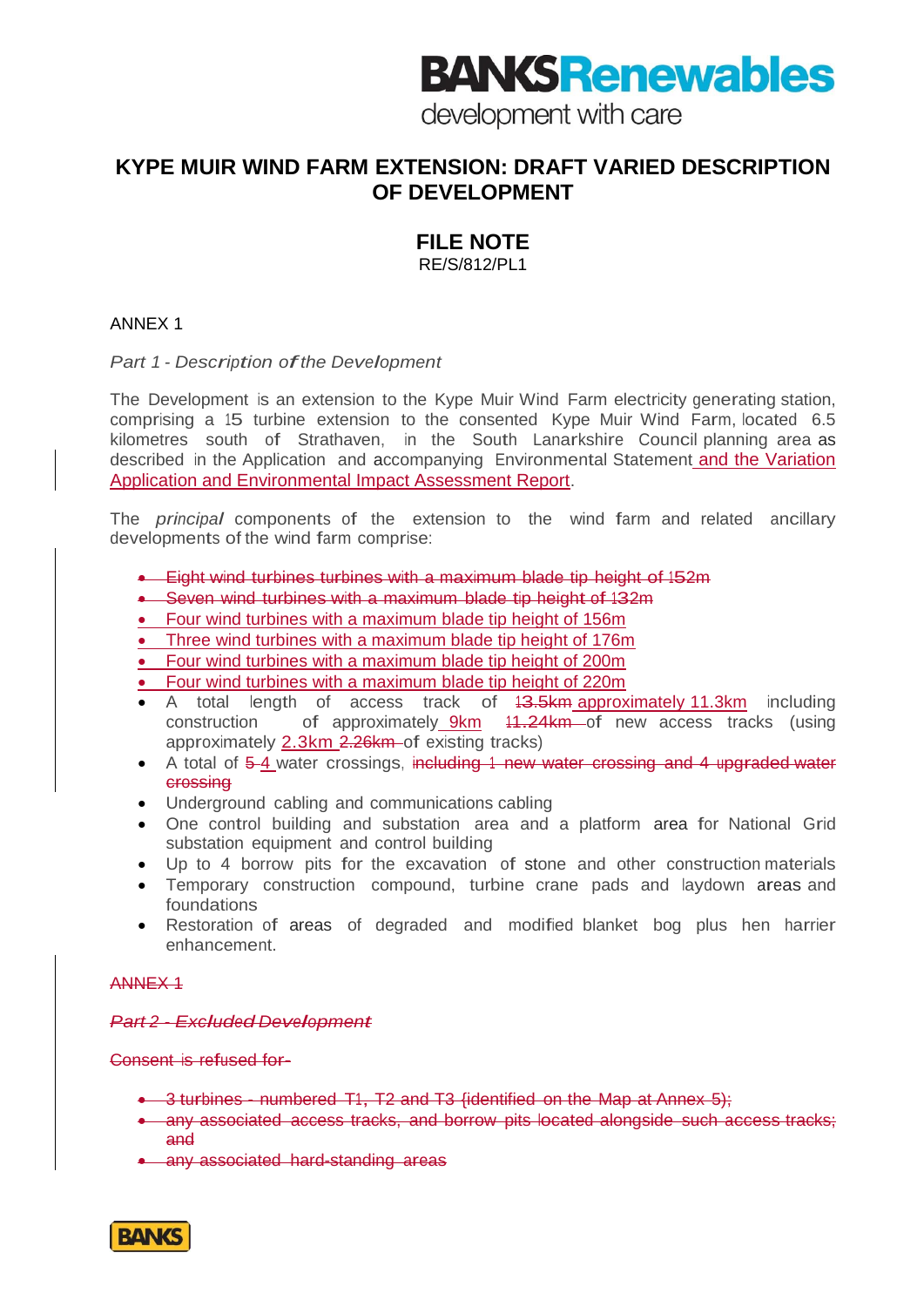# KYPE MUIR WIND FARM EXTENSION: DRAFT VARIED DESCRIPTION OF DEVELOPMENT

## FILE NOTE

RE/S/812/PL1

ANNEX 1

*Part 1 - Description of the Development*

The Development is an extension to the Kype Muir Wind Farm electricity generating station, comprising a 15 turbine extension to the consented Kype Muir Wind Farm, located 6.5 kilometres south of Strathaven, in the South Lanarkshire Council planning area as described in the Application and accompanying Environmental Statement and the Variation Application and Environmental Impact Assessment Report.

The *principal* components of the extension to the wind farm and related ancillary developments of the wind farm comprise:

- ~~Eight wind turbines turbines with a maximum blade tip height of 152m~~
- ~~Seven wind turbines with a maximum blade tip height of 132m~~
- Four wind turbines with a maximum blade tip height of 156m
- Three wind turbines with a maximum blade tip height of 176m
- Four wind turbines with a maximum blade tip height of 200m
- Four wind turbines with a maximum blade tip height of 220m
- A total length of access track of ~~13.5km~~ approximately 11.3km including construction of approximately 9km ~~11.24km~~ of new access tracks (using approximately 2.3km ~~2.26km~~ of existing tracks)
- A total of ~~5~~ 4 water crossings, ~~including 1 new water crossing and 4 upgraded water crossing~~
- Underground cabling and communications cabling
- One control building and substation area and a platform area for National Grid substation equipment and control building
- Up to 4 borrow pits for the excavation of stone and other construction materials
- Temporary construction compound, turbine crane pads and laydown areas and foundations
- Restoration of areas of degraded and modified blanket bog plus hen harrier enhancement.

~~ANNEX 1~~

~~*Part 2 - Excluded Development*~~

~~Consent is refused for-~~

- ~~3 turbines - numbered T1, T2 and T3 (identified on the Map at Annex 5);~~
- ~~any associated access tracks, and borrow pits located alongside such access tracks; and~~
- ~~any associated hard-standing areas~~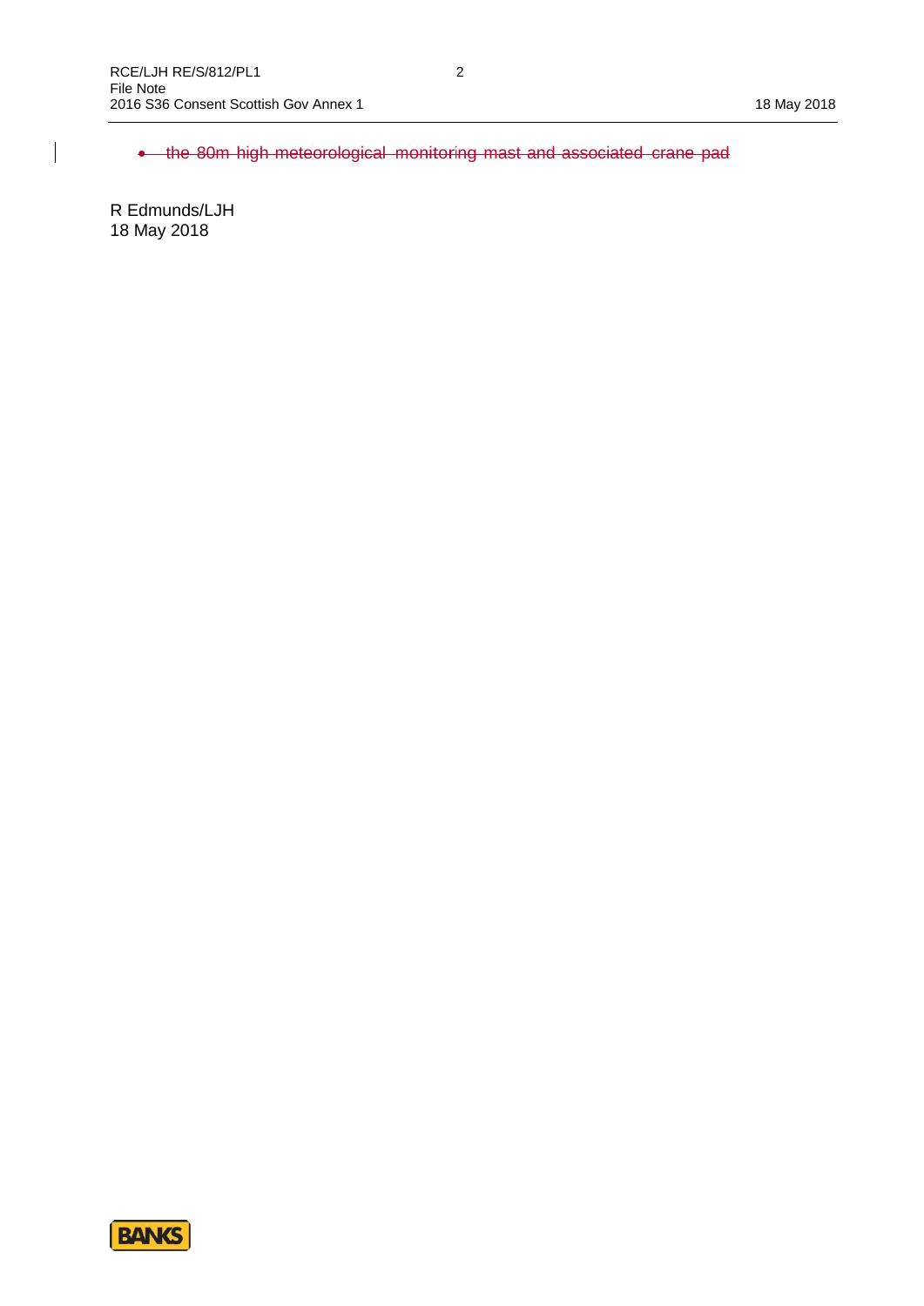- ~~the 80m high meteorological monitoring mast and associated crane pad~~

R Edmunds/LJH
18 May 2018